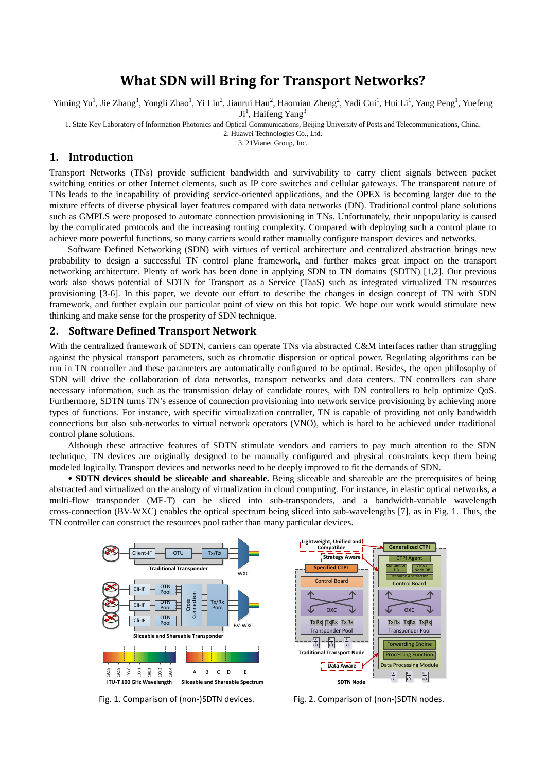# What SDN will Bring for Transport Networks?

Yiming Yu[1], Jie Zhang[1], Yongli Zhao[1], Yi Lin[2], Jianrui Han[2], Haomian Zheng[2], Yadi Cui[1], Hui Li[1], Yang Peng[1], Yuefeng Ji[1], Haifeng Yang[3]

1. State Key Laboratory of Information Photonics and Optical Communications, Beijing University of Posts and Telecommunications, China.
2. Huawei Technologies Co., Ltd.
3. 21Vianet Group, Inc.

## 1. Introduction

Transport Networks (TNs) provide sufficient bandwidth and survivability to carry client signals between packet switching entities or other Internet elements, such as IP core switches and cellular gateways. The transparent nature of TNs leads to the incapability of providing service-oriented applications, and the OPEX is becoming larger due to the mixture effects of diverse physical layer features compared with data networks (DN). Traditional control plane solutions such as GMPLS were proposed to automate connection provisioning in TNs. Unfortunately, their unpopularity is caused by the complicated protocols and the increasing routing complexity. Compared with deploying such a control plane to achieve more powerful functions, so many carriers would rather manually configure transport devices and networks.

Software Defined Networking (SDN) with virtues of vertical architecture and centralized abstraction brings new probability to design a successful TN control plane framework, and further makes great impact on the transport networking architecture. Plenty of work has been done in applying SDN to TN domains (SDTN) [1,2]. Our previous work also shows potential of SDTN for Transport as a Service (TaaS) such as integrated virtualized TN resources provisioning [3-6]. In this paper, we devote our effort to describe the changes in design concept of TN with SDN framework, and further explain our particular point of view on this hot topic. We hope our work would stimulate new thinking and make sense for the prosperity of SDN technique.

## 2. Software Defined Transport Network

With the centralized framework of SDTN, carriers can operate TNs via abstracted C&M interfaces rather than struggling against the physical transport parameters, such as chromatic dispersion or optical power. Regulating algorithms can be run in TN controller and these parameters are automatically configured to be optimal. Besides, the open philosophy of SDN will drive the collaboration of data networks, transport networks and data centers. TN controllers can share necessary information, such as the transmission delay of candidate routes, with DN controllers to help optimize QoS. Furthermore, SDTN turns TN's essence of connection provisioning into network service provisioning by achieving more types of functions. For instance, with specific virtualization controller, TN is capable of providing not only bandwidth connections but also sub-networks to virtual network operators (VNO), which is hard to be achieved under traditional control plane solutions.

Although these attractive features of SDTN stimulate vendors and carriers to pay much attention to the SDN technique, TN devices are originally designed to be manually configured and physical constraints keep them being modeled logically. Transport devices and networks need to be deeply improved to fit the demands of SDN.

• **SDTN devices should be sliceable and shareable.** Being sliceable and shareable are the prerequisites of being abstracted and virtualized on the analogy of virtualization in cloud computing. For instance, in elastic optical networks, a multi-flow transponder (MF-T) can be sliced into sub-transponders, and a bandwidth-variable wavelength cross-connection (BV-WXC) enables the optical spectrum being sliced into sub-wavelengths [7], as in Fig. 1. Thus, the TN controller can construct the resources pool rather than many particular devices.

Fig. 1. Comparison of (non-)SDTN devices.

Fig. 2. Comparison of (non-)SDTN nodes.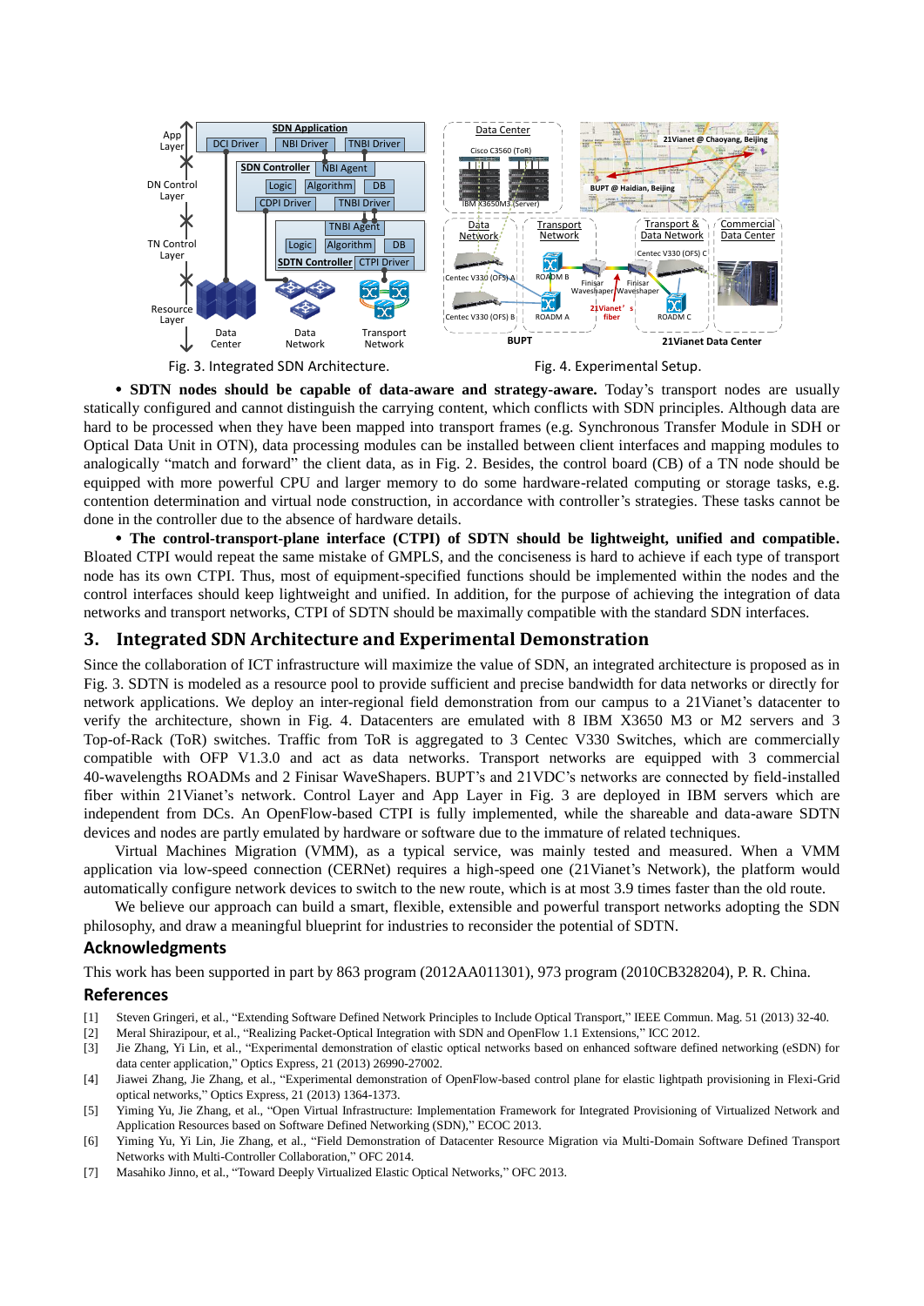App Layer

DN Control Layer

TN Control Layer

Resource Layer

SDN Application

DCI Driver | NBI Driver | TNBI Driver

SDN Controller | NBI Agent

Logic | Algorithm | DB

CDPI Driver | TNBI Driver

TNBI Agent

Logic | Algorithm | DB

SDTN Controller | CTPI Driver

Data Center

Data Network

Transport Network

Fig. 3. Integrated SDN Architecture.

Data Center

Cisco C3560 (ToR)

IBM X3650M3 (Server)

21Vianet @ Chaoyang, Beijing

BUPT @ Haidian, Beijing

Data Network

Transport Network

Transport & Data Network

Commercial Data Center

Centec V330 (OFS) A

Centec V330 (OFS) B

ROADM B

ROADM A

Finisar Waveshaper

Finisar Waveshaper

21Vianet's fiber

Centec V330 (OFS) C

ROADM C

BUPT

21Vianet Data Center

Fig. 4. Experimental Setup.

- **SDTN nodes should be capable of data-aware and strategy-aware.** Today's transport nodes are usually statically configured and cannot distinguish the carrying content, which conflicts with SDN principles. Although data are hard to be processed when they have been mapped into transport frames (e.g. Synchronous Transfer Module in SDH or Optical Data Unit in OTN), data processing modules can be installed between client interfaces and mapping modules to analogically "match and forward" the client data, as in Fig. 2. Besides, the control board (CB) of a TN node should be equipped with more powerful CPU and larger memory to do some hardware-related computing or storage tasks, e.g. contention determination and virtual node construction, in accordance with controller's strategies. These tasks cannot be done in the controller due to the absence of hardware details.
- **The control-transport-plane interface (CTPI) of SDTN should be lightweight, unified and compatible.** Bloated CTPI would repeat the same mistake of GMPLS, and the conciseness is hard to achieve if each type of transport node has its own CTPI. Thus, most of equipment-specified functions should be implemented within the nodes and the control interfaces should keep lightweight and unified. In addition, for the purpose of achieving the integration of data networks and transport networks, CTPI of SDTN should be maximally compatible with the standard SDN interfaces.

## 3. Integrated SDN Architecture and Experimental Demonstration

Since the collaboration of ICT infrastructure will maximize the value of SDN, an integrated architecture is proposed as in Fig. 3. SDTN is modeled as a resource pool to provide sufficient and precise bandwidth for data networks or directly for network applications. We deploy an inter-regional field demonstration from our campus to a 21Vianet's datacenter to verify the architecture, shown in Fig. 4. Datacenters are emulated with 8 IBM X3650 M3 or M2 servers and 3 Top-of-Rack (ToR) switches. Traffic from ToR is aggregated to 3 Centec V330 Switches, which are commercially compatible with OFP V1.3.0 and act as data networks. Transport networks are equipped with 3 commercial 40-wavelengths ROADMs and 2 Finisar WaveShapers. BUPT's and 21VDC's networks are connected by field-installed fiber within 21Vianet's network. Control Layer and App Layer in Fig. 3 are deployed in IBM servers which are independent from DCs. An OpenFlow-based CTPI is fully implemented, while the shareable and data-aware SDTN devices and nodes are partly emulated by hardware or software due to the immature of related techniques.

Virtual Machines Migration (VMM), as a typical service, was mainly tested and measured. When a VMM application via low-speed connection (CERNet) requires a high-speed one (21Vianet's Network), the platform would automatically configure network devices to switch to the new route, which is at most 3.9 times faster than the old route.

We believe our approach can build a smart, flexible, extensible and powerful transport networks adopting the SDN philosophy, and draw a meaningful blueprint for industries to reconsider the potential of SDTN.

## Acknowledgments

This work has been supported in part by 863 program (2012AA011301), 973 program (2010CB328204), P. R. China.

## References

[1] Steven Gringeri, et al., "Extending Software Defined Network Principles to Include Optical Transport," IEEE Commun. Mag. 51 (2013) 32-40.

[2] Meral Shirazipour, et al., "Realizing Packet-Optical Integration with SDN and OpenFlow 1.1 Extensions," ICC 2012.

[3] Jie Zhang, Yi Lin, et al., "Experimental demonstration of elastic optical networks based on enhanced software defined networking (eSDN) for data center application," Optics Express, 21 (2013) 26990-27002.

[4] Jiawei Zhang, Jie Zhang, et al., "Experimental demonstration of OpenFlow-based control plane for elastic lightpath provisioning in Flexi-Grid optical networks," Optics Express, 21 (2013) 1364-1373.

[5] Yiming Yu, Jie Zhang, et al., "Open Virtual Infrastructure: Implementation Framework for Integrated Provisioning of Virtualized Network and Application Resources based on Software Defined Networking (SDN)," ECOC 2013.

[6] Yiming Yu, Yi Lin, Jie Zhang, et al., "Field Demonstration of Datacenter Resource Migration via Multi-Domain Software Defined Transport Networks with Multi-Controller Collaboration," OFC 2014.

[7] Masahiko Jinno, et al., "Toward Deeply Virtualized Elastic Optical Networks," OFC 2013.